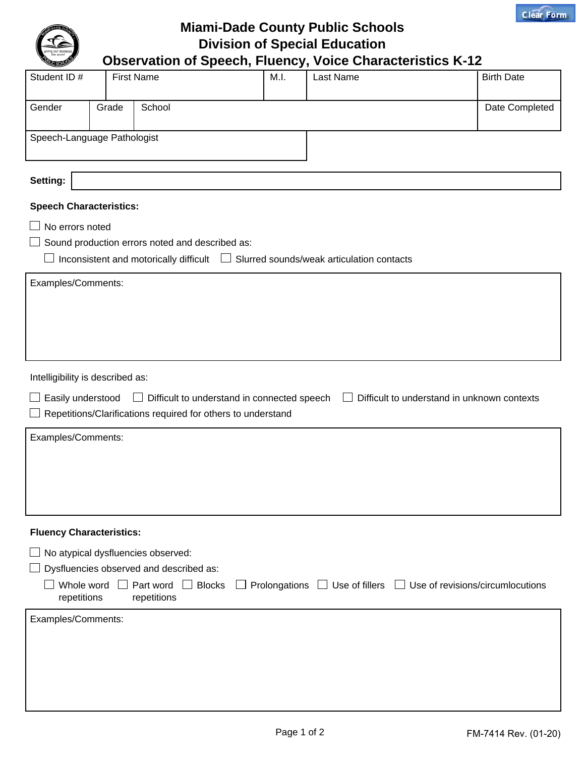# Miami-Dade County Public Schools
## Division of Special Education
## Observation of Speech, Fluency, Voice Characteristics K-12

| Student ID # | First Name | M.I. | Last Name | Birth Date |
|---|---|---|---|---|
| | | | | |

| Gender | Grade | School | Date Completed |
|---|---|---|---|
| | | | |

| Speech-Language Pathologist |
|---|
| |

**Setting:**

**Speech Characteristics:**

☐ No errors noted

☐ Sound production errors noted and described as:

☐ Inconsistent and motorically difficult ☐ Slurred sounds/weak articulation contacts

Examples/Comments:

Intelligibility is described as:

☐ Easily understood ☐ Difficult to understand in connected speech ☐ Difficult to understand in unknown contexts

☐ Repetitions/Clarifications required for others to understand

Examples/Comments:

**Fluency Characteristics:**

☐ No atypical dysfluencies observed:

☐ Dysfluencies observed and described as:

☐ Whole word repetitions ☐ Part word repetitions ☐ Blocks ☐ Prolongations ☐ Use of fillers ☐ Use of revisions/circumlocutions

Examples/Comments:

FM-7414 Rev. (01-20)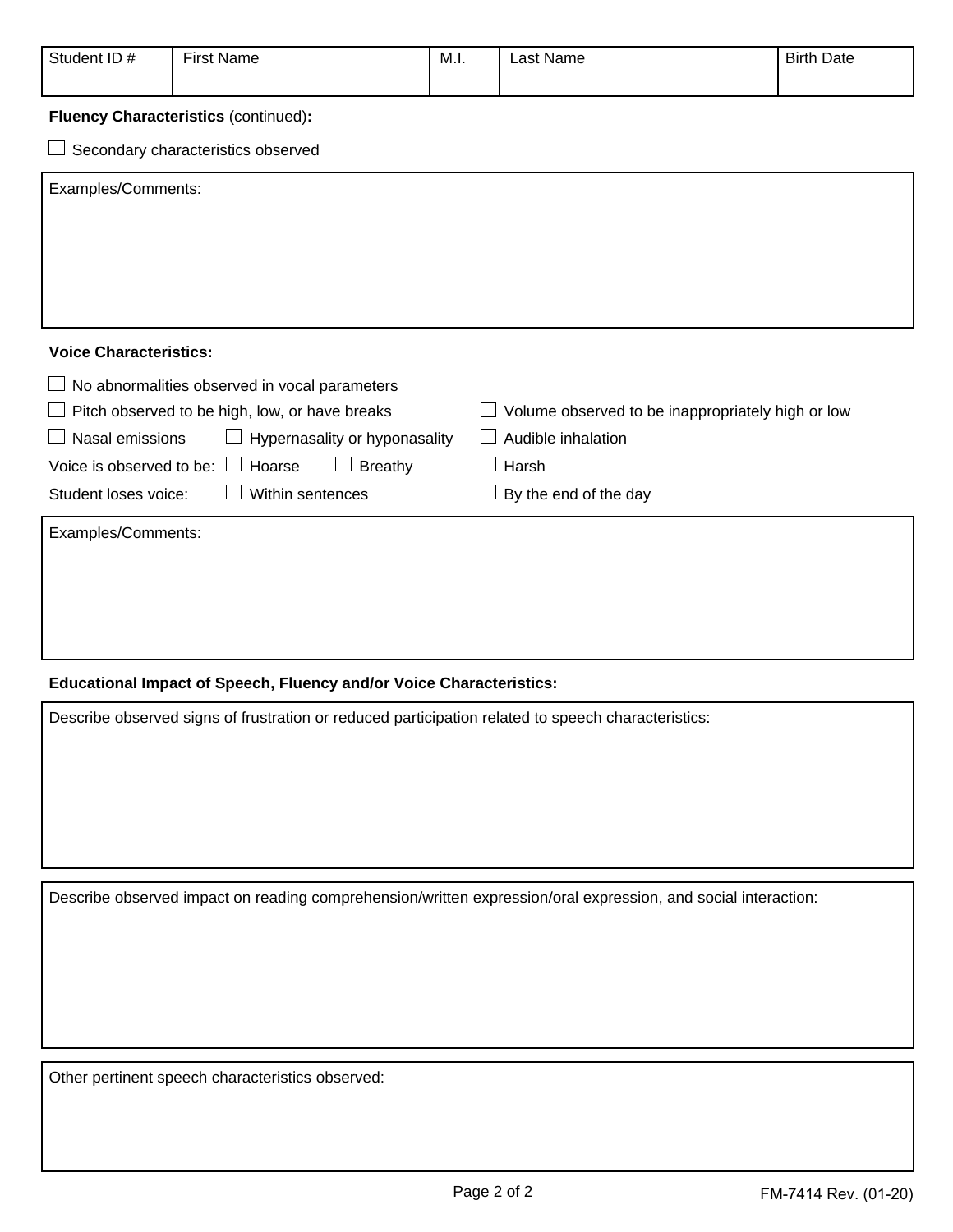| Student ID # | First Name | M.I. | Last Name | Birth Date |
|---|---|---|---|---|
| | | | | |

**Fluency Characteristics** (continued)**:**

☐ Secondary characteristics observed

Examples/Comments:

**Voice Characteristics:**

☐ No abnormalities observed in vocal parameters

☐ Pitch observed to be high, low, or have breaks

☐ Volume observed to be inappropriately high or low

☐ Nasal emissions ☐ Hypernasality or hyponasality

☐ Audible inhalation

Voice is observed to be: ☐ Hoarse ☐ Breathy ☐ Harsh

Student loses voice: ☐ Within sentences ☐ By the end of the day

Examples/Comments:

**Educational Impact of Speech, Fluency and/or Voice Characteristics:**

Describe observed signs of frustration or reduced participation related to speech characteristics:

Describe observed impact on reading comprehension/written expression/oral expression, and social interaction:

Other pertinent speech characteristics observed:

FM-7414 Rev. (01-20)